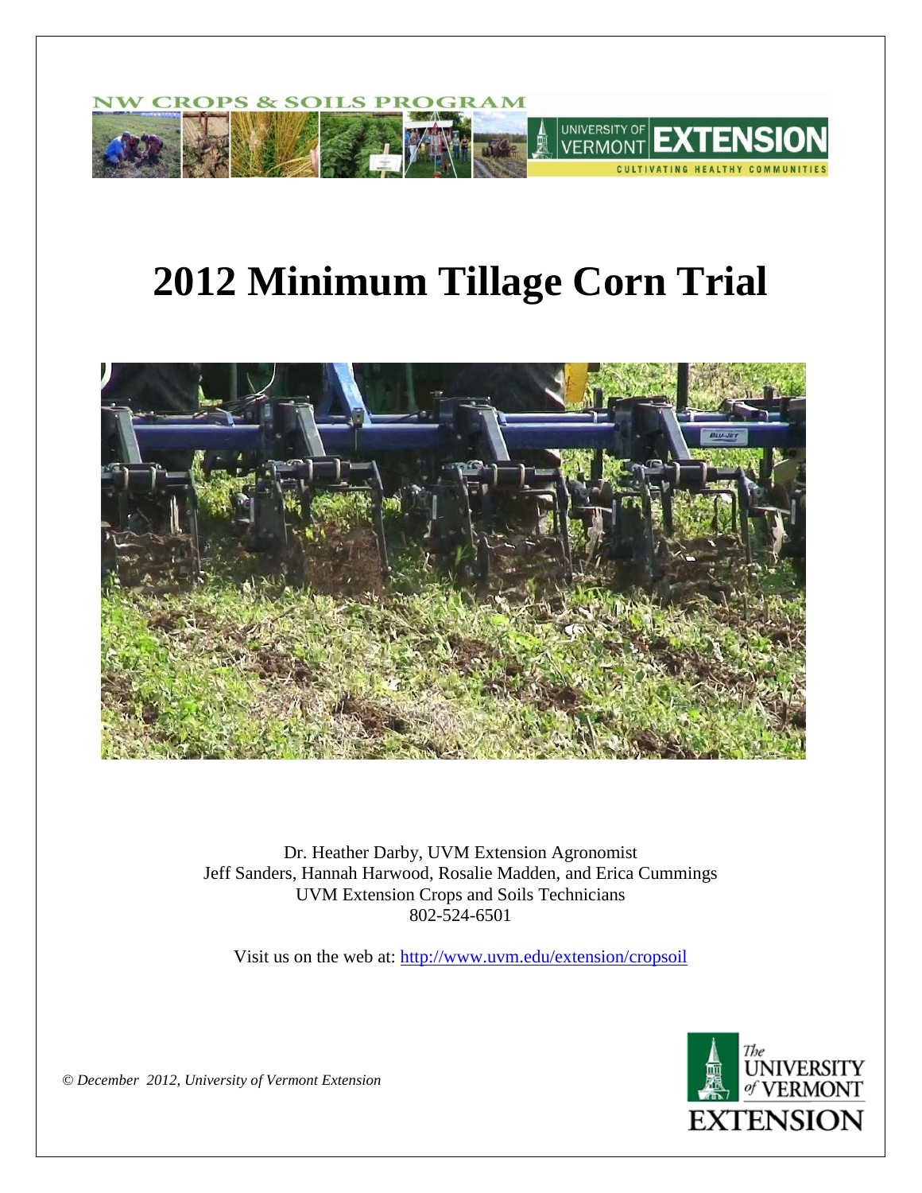NW CROPS & SOILS PROGRAM

UNIVERSITY OF VERMONT EXTENSION

CULTIVATING HEALTHY COMMUNITIES

# 2012 Minimum Tillage Corn Trial

Dr. Heather Darby, UVM Extension Agronomist
Jeff Sanders, Hannah Harwood, Rosalie Madden, and Erica Cummings
UVM Extension Crops and Soils Technicians
802-524-6501

Visit us on the web at: http://www.uvm.edu/extension/cropsoil

*© December 2012, University of Vermont Extension*

The UNIVERSITY of VERMONT EXTENSION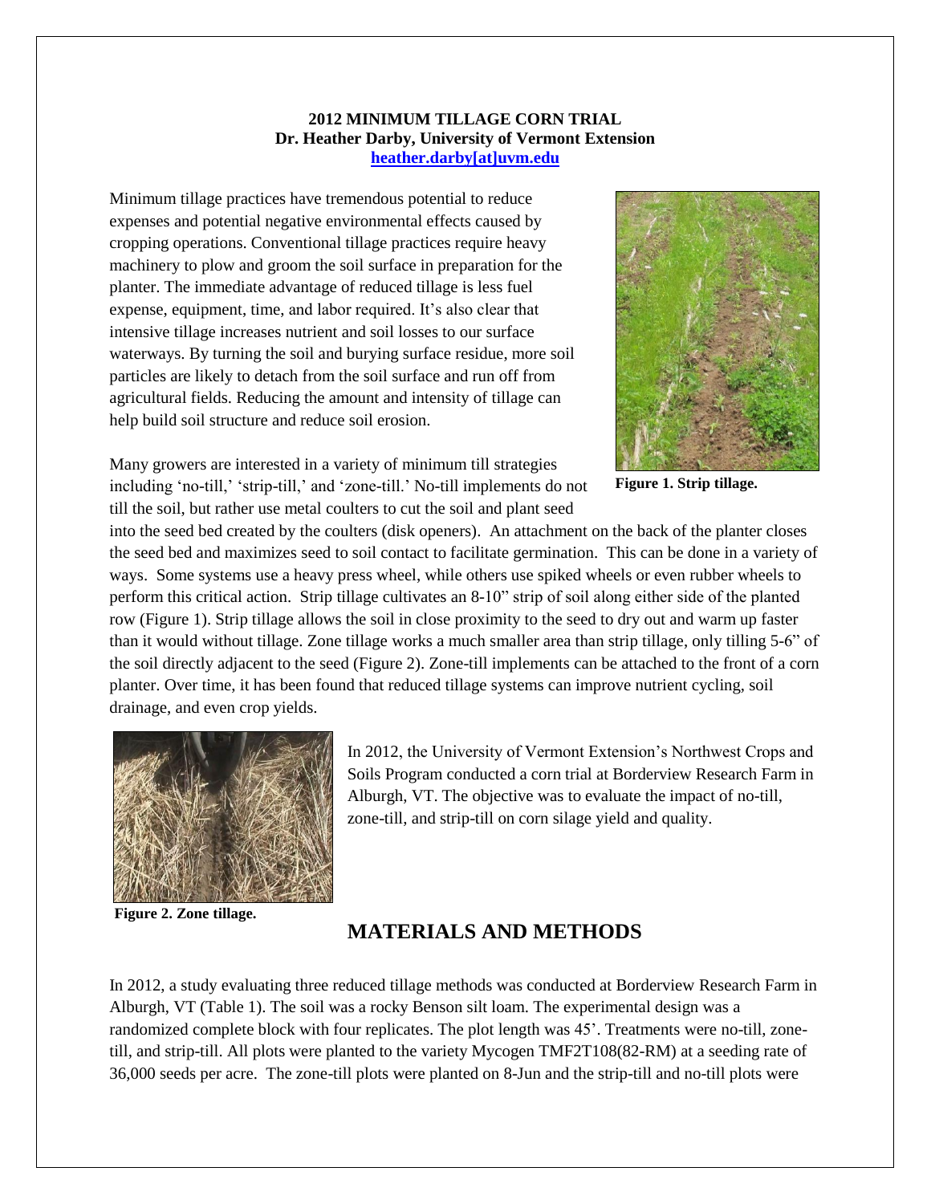**2012 MINIMUM TILLAGE CORN TRIAL**
**Dr. Heather Darby, University of Vermont Extension**
**heather.darby[at]uvm.edu**

Minimum tillage practices have tremendous potential to reduce expenses and potential negative environmental effects caused by cropping operations. Conventional tillage practices require heavy machinery to plow and groom the soil surface in preparation for the planter. The immediate advantage of reduced tillage is less fuel expense, equipment, time, and labor required. It's also clear that intensive tillage increases nutrient and soil losses to our surface waterways. By turning the soil and burying surface residue, more soil particles are likely to detach from the soil surface and run off from agricultural fields. Reducing the amount and intensity of tillage can help build soil structure and reduce soil erosion.

**Figure 1. Strip tillage.**

Many growers are interested in a variety of minimum till strategies including 'no-till,' 'strip-till,' and 'zone-till.' No-till implements do not till the soil, but rather use metal coulters to cut the soil and plant seed into the seed bed created by the coulters (disk openers). An attachment on the back of the planter closes the seed bed and maximizes seed to soil contact to facilitate germination. This can be done in a variety of ways. Some systems use a heavy press wheel, while others use spiked wheels or even rubber wheels to perform this critical action. Strip tillage cultivates an 8-10" strip of soil along either side of the planted row (Figure 1). Strip tillage allows the soil in close proximity to the seed to dry out and warm up faster than it would without tillage. Zone tillage works a much smaller area than strip tillage, only tilling 5-6" of the soil directly adjacent to the seed (Figure 2). Zone-till implements can be attached to the front of a corn planter. Over time, it has been found that reduced tillage systems can improve nutrient cycling, soil drainage, and even crop yields.

**Figure 2. Zone tillage.**

In 2012, the University of Vermont Extension's Northwest Crops and Soils Program conducted a corn trial at Borderview Research Farm in Alburgh, VT. The objective was to evaluate the impact of no-till, zone-till, and strip-till on corn silage yield and quality.

## MATERIALS AND METHODS

In 2012, a study evaluating three reduced tillage methods was conducted at Borderview Research Farm in Alburgh, VT (Table 1). The soil was a rocky Benson silt loam. The experimental design was a randomized complete block with four replicates. The plot length was 45'. Treatments were no-till, zone-till, and strip-till. All plots were planted to the variety Mycogen TMF2T108(82-RM) at a seeding rate of 36,000 seeds per acre. The zone-till plots were planted on 8-Jun and the strip-till and no-till plots were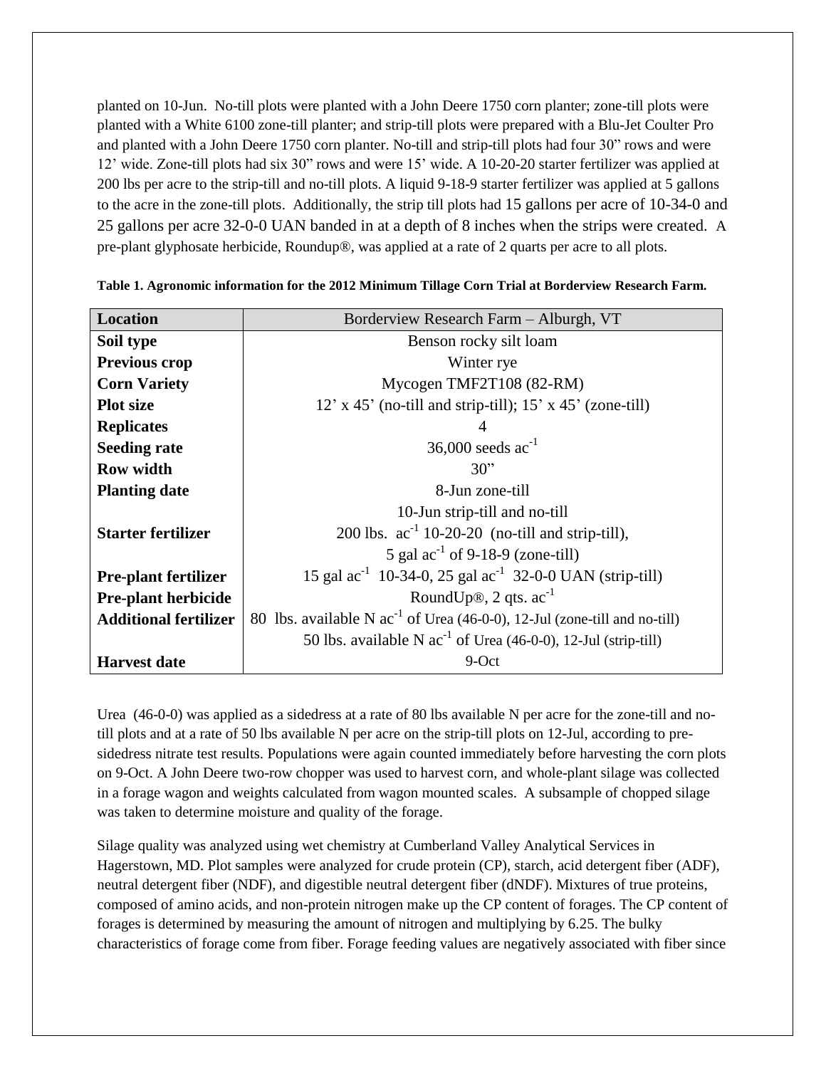planted on 10-Jun. No-till plots were planted with a John Deere 1750 corn planter; zone-till plots were planted with a White 6100 zone-till planter; and strip-till plots were prepared with a Blu-Jet Coulter Pro and planted with a John Deere 1750 corn planter. No-till and strip-till plots had four 30" rows and were 12' wide. Zone-till plots had six 30" rows and were 15' wide. A 10-20-20 starter fertilizer was applied at 200 lbs per acre to the strip-till and no-till plots. A liquid 9-18-9 starter fertilizer was applied at 5 gallons to the acre in the zone-till plots. Additionally, the strip till plots had 15 gallons per acre of 10-34-0 and 25 gallons per acre 32-0-0 UAN banded in at a depth of 8 inches when the strips were created. A pre-plant glyphosate herbicide, Roundup®, was applied at a rate of 2 quarts per acre to all plots.

**Table 1. Agronomic information for the 2012 Minimum Tillage Corn Trial at Borderview Research Farm.**

| **Location** | Borderview Research Farm – Alburgh, VT |
|---|---|
| **Soil type** | Benson rocky silt loam |
| **Previous crop** | Winter rye |
| **Corn Variety** | Mycogen TMF2T108 (82-RM) |
| **Plot size** | 12' x 45' (no-till and strip-till); 15' x 45' (zone-till) |
| **Replicates** | 4 |
| **Seeding rate** | 36,000 seeds $ac^{-1}$ |
| **Row width** | 30" |
| **Planting date** | 8-Jun zone-till<br>10-Jun strip-till and no-till |
| **Starter fertilizer** | 200 lbs. $ac^{-1}$ 10-20-20 (no-till and strip-till),<br>5 gal $ac^{-1}$ of 9-18-9 (zone-till) |
| **Pre-plant fertilizer** | 15 gal $ac^{-1}$ 10-34-0, 25 gal $ac^{-1}$ 32-0-0 UAN (strip-till) |
| **Pre-plant herbicide** | RoundUp®, 2 qts. $ac^{-1}$ |
| **Additional fertilizer** | 80 lbs. available N $ac^{-1}$ of Urea (46-0-0), 12-Jul (zone-till and no-till)<br>50 lbs. available N $ac^{-1}$ of Urea (46-0-0), 12-Jul (strip-till) |
| **Harvest date** | 9-Oct |

Urea (46-0-0) was applied as a sidedress at a rate of 80 lbs available N per acre for the zone-till and no-till plots and at a rate of 50 lbs available N per acre on the strip-till plots on 12-Jul, according to pre-sidedress nitrate test results. Populations were again counted immediately before harvesting the corn plots on 9-Oct. A John Deere two-row chopper was used to harvest corn, and whole-plant silage was collected in a forage wagon and weights calculated from wagon mounted scales. A subsample of chopped silage was taken to determine moisture and quality of the forage.

Silage quality was analyzed using wet chemistry at Cumberland Valley Analytical Services in Hagerstown, MD. Plot samples were analyzed for crude protein (CP), starch, acid detergent fiber (ADF), neutral detergent fiber (NDF), and digestible neutral detergent fiber (dNDF). Mixtures of true proteins, composed of amino acids, and non-protein nitrogen make up the CP content of forages. The CP content of forages is determined by measuring the amount of nitrogen and multiplying by 6.25. The bulky characteristics of forage come from fiber. Forage feeding values are negatively associated with fiber since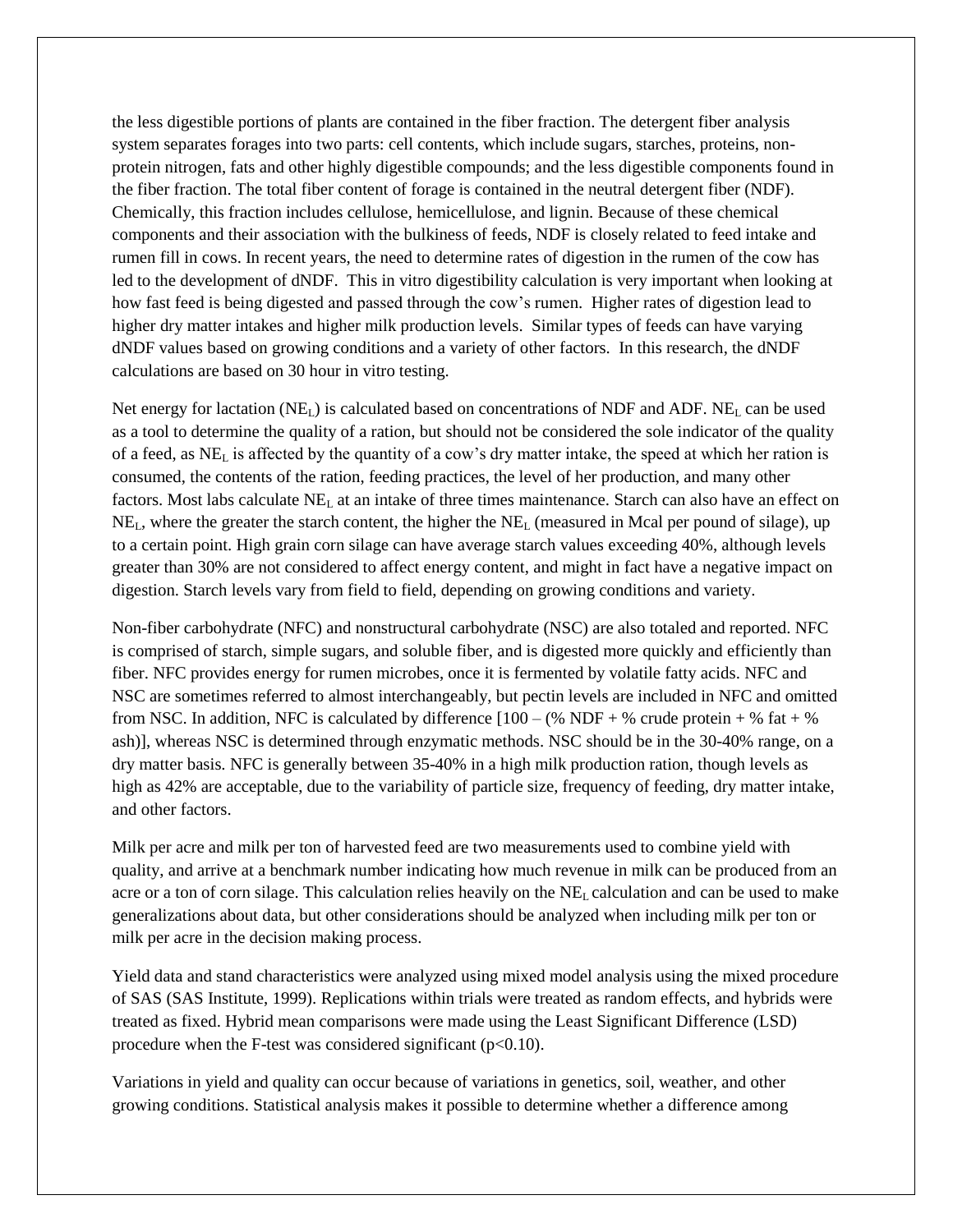the less digestible portions of plants are contained in the fiber fraction. The detergent fiber analysis system separates forages into two parts: cell contents, which include sugars, starches, proteins, non-protein nitrogen, fats and other highly digestible compounds; and the less digestible components found in the fiber fraction. The total fiber content of forage is contained in the neutral detergent fiber (NDF). Chemically, this fraction includes cellulose, hemicellulose, and lignin. Because of these chemical components and their association with the bulkiness of feeds, NDF is closely related to feed intake and rumen fill in cows. In recent years, the need to determine rates of digestion in the rumen of the cow has led to the development of dNDF. This in vitro digestibility calculation is very important when looking at how fast feed is being digested and passed through the cow's rumen. Higher rates of digestion lead to higher dry matter intakes and higher milk production levels. Similar types of feeds can have varying dNDF values based on growing conditions and a variety of other factors. In this research, the dNDF calculations are based on 30 hour in vitro testing.

Net energy for lactation ($NE_L$) is calculated based on concentrations of NDF and ADF. $NE_L$ can be used as a tool to determine the quality of a ration, but should not be considered the sole indicator of the quality of a feed, as $NE_L$ is affected by the quantity of a cow's dry matter intake, the speed at which her ration is consumed, the contents of the ration, feeding practices, the level of her production, and many other factors. Most labs calculate $NE_L$ at an intake of three times maintenance. Starch can also have an effect on $NE_L$, where the greater the starch content, the higher the $NE_L$ (measured in Mcal per pound of silage), up to a certain point. High grain corn silage can have average starch values exceeding 40%, although levels greater than 30% are not considered to affect energy content, and might in fact have a negative impact on digestion. Starch levels vary from field to field, depending on growing conditions and variety.

Non-fiber carbohydrate (NFC) and nonstructural carbohydrate (NSC) are also totaled and reported. NFC is comprised of starch, simple sugars, and soluble fiber, and is digested more quickly and efficiently than fiber. NFC provides energy for rumen microbes, once it is fermented by volatile fatty acids. NFC and NSC are sometimes referred to almost interchangeably, but pectin levels are included in NFC and omitted from NSC. In addition, NFC is calculated by difference [100 – (% NDF + % crude protein + % fat + % ash)], whereas NSC is determined through enzymatic methods. NSC should be in the 30-40% range, on a dry matter basis. NFC is generally between 35-40% in a high milk production ration, though levels as high as 42% are acceptable, due to the variability of particle size, frequency of feeding, dry matter intake, and other factors.

Milk per acre and milk per ton of harvested feed are two measurements used to combine yield with quality, and arrive at a benchmark number indicating how much revenue in milk can be produced from an acre or a ton of corn silage. This calculation relies heavily on the $NE_L$ calculation and can be used to make generalizations about data, but other considerations should be analyzed when including milk per ton or milk per acre in the decision making process.

Yield data and stand characteristics were analyzed using mixed model analysis using the mixed procedure of SAS (SAS Institute, 1999). Replications within trials were treated as random effects, and hybrids were treated as fixed. Hybrid mean comparisons were made using the Least Significant Difference (LSD) procedure when the F-test was considered significant ($p<0.10$).

Variations in yield and quality can occur because of variations in genetics, soil, weather, and other growing conditions. Statistical analysis makes it possible to determine whether a difference among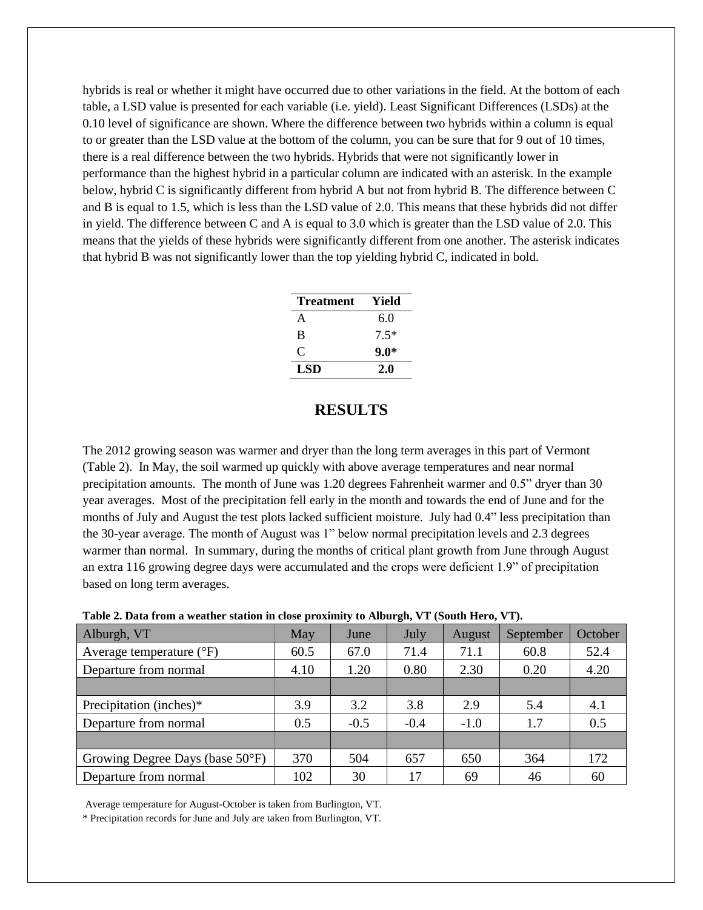hybrids is real or whether it might have occurred due to other variations in the field. At the bottom of each table, a LSD value is presented for each variable (i.e. yield). Least Significant Differences (LSDs) at the 0.10 level of significance are shown. Where the difference between two hybrids within a column is equal to or greater than the LSD value at the bottom of the column, you can be sure that for 9 out of 10 times, there is a real difference between the two hybrids. Hybrids that were not significantly lower in performance than the highest hybrid in a particular column are indicated with an asterisk. In the example below, hybrid C is significantly different from hybrid A but not from hybrid B. The difference between C and B is equal to 1.5, which is less than the LSD value of 2.0. This means that these hybrids did not differ in yield. The difference between C and A is equal to 3.0 which is greater than the LSD value of 2.0. This means that the yields of these hybrids were significantly different from one another. The asterisk indicates that hybrid B was not significantly lower than the top yielding hybrid C, indicated in bold.

| Treatment | Yield |
|---|---|
| A | 6.0 |
| B | 7.5* |
| C | **9.0*** |
| **LSD** | **2.0** |

## RESULTS

The 2012 growing season was warmer and dryer than the long term averages in this part of Vermont (Table 2). In May, the soil warmed up quickly with above average temperatures and near normal precipitation amounts. The month of June was 1.20 degrees Fahrenheit warmer and 0.5" dryer than 30 year averages. Most of the precipitation fell early in the month and towards the end of June and for the months of July and August the test plots lacked sufficient moisture. July had 0.4" less precipitation than the 30-year average. The month of August was 1" below normal precipitation levels and 2.3 degrees warmer than normal. In summary, during the months of critical plant growth from June through August an extra 116 growing degree days were accumulated and the crops were deficient 1.9" of precipitation based on long term averages.

**Table 2. Data from a weather station in close proximity to Alburgh, VT (South Hero, VT).**

| Alburgh, VT | May | June | July | August | September | October |
|---|---|---|---|---|---|---|
| Average temperature (°F) | 60.5 | 67.0 | 71.4 | 71.1 | 60.8 | 52.4 |
| Departure from normal | 4.10 | 1.20 | 0.80 | 2.30 | 0.20 | 4.20 |
| | | | | | | |
| Precipitation (inches)* | 3.9 | 3.2 | 3.8 | 2.9 | 5.4 | 4.1 |
| Departure from normal | 0.5 | -0.5 | -0.4 | -1.0 | 1.7 | 0.5 |
| | | | | | | |
| Growing Degree Days (base 50°F) | 370 | 504 | 657 | 650 | 364 | 172 |
| Departure from normal | 102 | 30 | 17 | 69 | 46 | 60 |

Average temperature for August-October is taken from Burlington, VT.

* Precipitation records for June and July are taken from Burlington, VT.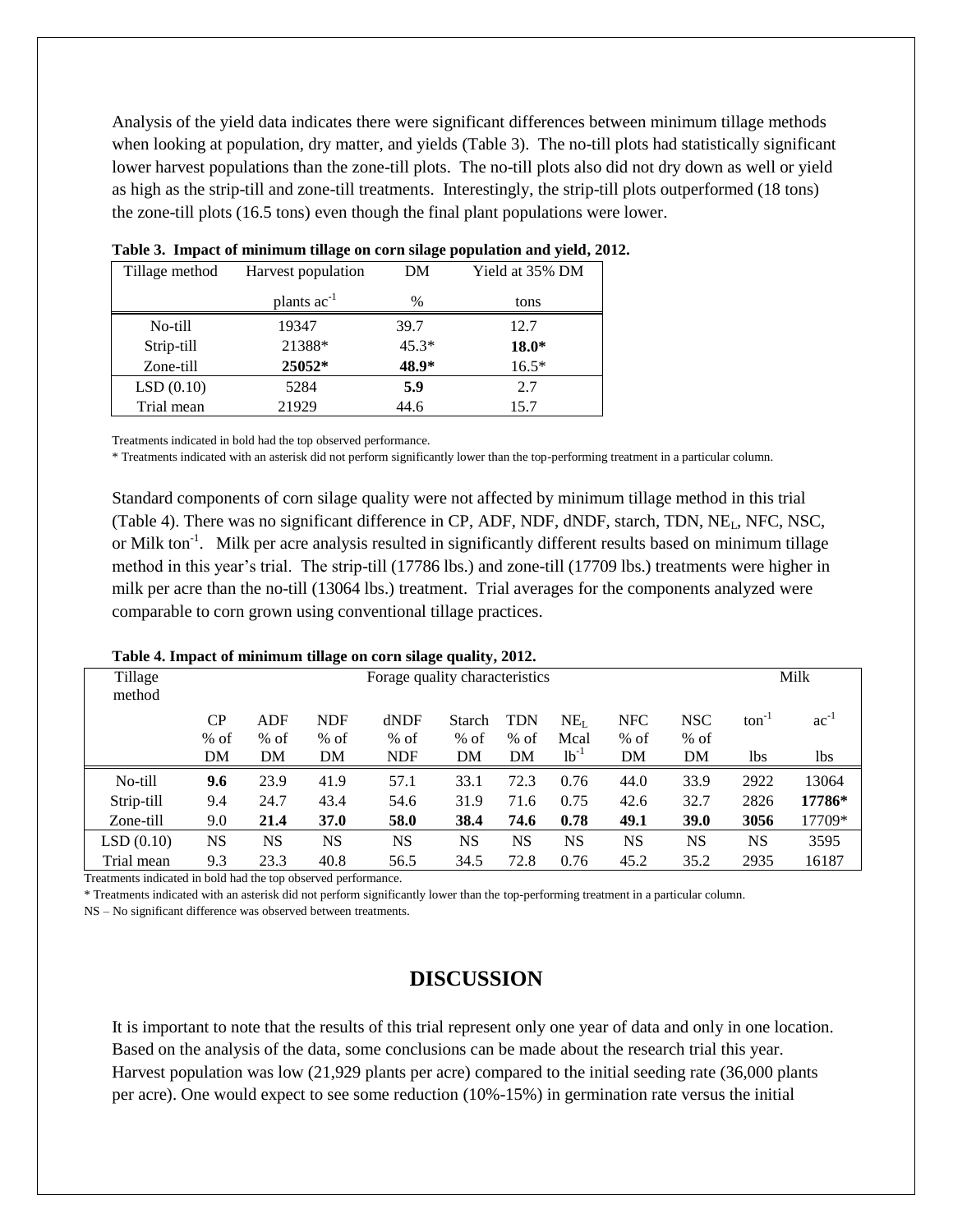Analysis of the yield data indicates there were significant differences between minimum tillage methods when looking at population, dry matter, and yields (Table 3). The no-till plots had statistically significant lower harvest populations than the zone-till plots. The no-till plots also did not dry down as well or yield as high as the strip-till and zone-till treatments. Interestingly, the strip-till plots outperformed (18 tons) the zone-till plots (16.5 tons) even though the final plant populations were lower.

**Table 3. Impact of minimum tillage on corn silage population and yield, 2012.**

| Tillage method | Harvest population | DM | Yield at 35% DM |
|---|---|---|---|
| | plants $ac^{-1}$ | % | tons |
| No-till | 19347 | 39.7 | 12.7 |
| Strip-till | 21388* | 45.3* | **18.0*** |
| Zone-till | **25052*** | **48.9*** | 16.5* |
| LSD (0.10) | 5284 | **5.9** | 2.7 |
| Trial mean | 21929 | 44.6 | 15.7 |

Treatments indicated in bold had the top observed performance.

* Treatments indicated with an asterisk did not perform significantly lower than the top-performing treatment in a particular column.

Standard components of corn silage quality were not affected by minimum tillage method in this trial (Table 4). There was no significant difference in CP, ADF, NDF, dNDF, starch, TDN, $NE_L$, NFC, NSC, or Milk $ton^{-1}$. Milk per acre analysis resulted in significantly different results based on minimum tillage method in this year's trial. The strip-till (17786 lbs.) and zone-till (17709 lbs.) treatments were higher in milk per acre than the no-till (13064 lbs.) treatment. Trial averages for the components analyzed were comparable to corn grown using conventional tillage practices.

**Table 4. Impact of minimum tillage on corn silage quality, 2012.**

| Tillage method | Forage quality characteristics | | | | | | | | | Milk | |
|---|---|---|---|---|---|---|---|---|---|---|---|
| | CP | ADF | NDF | dNDF | Starch | TDN | $NE_L$ | NFC | NSC | $ton^{-1}$ | $ac^{-1}$ |
| | % of DM | % of DM | % of DM | % of NDF | % of DM | % of DM | Mcal $lb^{-1}$ | % of DM | % of DM | lbs | lbs |
| No-till | **9.6** | 23.9 | 41.9 | 57.1 | 33.1 | 72.3 | 0.76 | 44.0 | 33.9 | 2922 | 13064 |
| Strip-till | 9.4 | 24.7 | 43.4 | 54.6 | 31.9 | 71.6 | 0.75 | 42.6 | 32.7 | 2826 | **17786*** |
| Zone-till | 9.0 | **21.4** | **37.0** | **58.0** | **38.4** | **74.6** | **0.78** | **49.1** | **39.0** | **3056** | 17709* |
| LSD (0.10) | NS | NS | NS | NS | NS | NS | NS | NS | NS | NS | 3595 |
| Trial mean | 9.3 | 23.3 | 40.8 | 56.5 | 34.5 | 72.8 | 0.76 | 45.2 | 35.2 | 2935 | 16187 |

Treatments indicated in bold had the top observed performance.

* Treatments indicated with an asterisk did not perform significantly lower than the top-performing treatment in a particular column.

NS – No significant difference was observed between treatments.

## DISCUSSION

It is important to note that the results of this trial represent only one year of data and only in one location. Based on the analysis of the data, some conclusions can be made about the research trial this year. Harvest population was low (21,929 plants per acre) compared to the initial seeding rate (36,000 plants per acre). One would expect to see some reduction (10%-15%) in germination rate versus the initial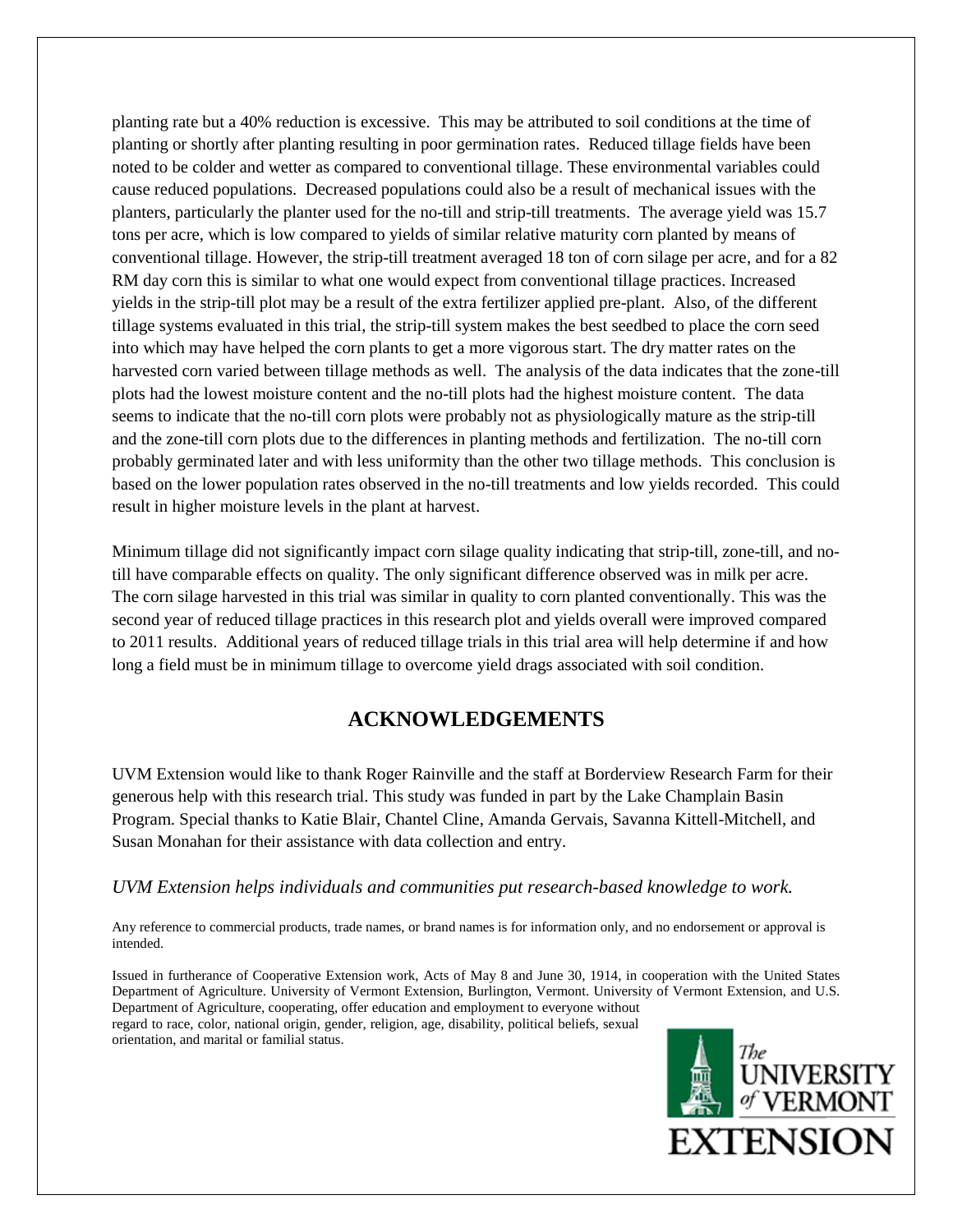planting rate but a 40% reduction is excessive. This may be attributed to soil conditions at the time of planting or shortly after planting resulting in poor germination rates. Reduced tillage fields have been noted to be colder and wetter as compared to conventional tillage. These environmental variables could cause reduced populations. Decreased populations could also be a result of mechanical issues with the planters, particularly the planter used for the no-till and strip-till treatments. The average yield was 15.7 tons per acre, which is low compared to yields of similar relative maturity corn planted by means of conventional tillage. However, the strip-till treatment averaged 18 ton of corn silage per acre, and for a 82 RM day corn this is similar to what one would expect from conventional tillage practices. Increased yields in the strip-till plot may be a result of the extra fertilizer applied pre-plant. Also, of the different tillage systems evaluated in this trial, the strip-till system makes the best seedbed to place the corn seed into which may have helped the corn plants to get a more vigorous start. The dry matter rates on the harvested corn varied between tillage methods as well. The analysis of the data indicates that the zone-till plots had the lowest moisture content and the no-till plots had the highest moisture content. The data seems to indicate that the no-till corn plots were probably not as physiologically mature as the strip-till and the zone-till corn plots due to the differences in planting methods and fertilization. The no-till corn probably germinated later and with less uniformity than the other two tillage methods. This conclusion is based on the lower population rates observed in the no-till treatments and low yields recorded. This could result in higher moisture levels in the plant at harvest.

Minimum tillage did not significantly impact corn silage quality indicating that strip-till, zone-till, and no-till have comparable effects on quality. The only significant difference observed was in milk per acre. The corn silage harvested in this trial was similar in quality to corn planted conventionally. This was the second year of reduced tillage practices in this research plot and yields overall were improved compared to 2011 results. Additional years of reduced tillage trials in this trial area will help determine if and how long a field must be in minimum tillage to overcome yield drags associated with soil condition.

## ACKNOWLEDGEMENTS

UVM Extension would like to thank Roger Rainville and the staff at Borderview Research Farm for their generous help with this research trial. This study was funded in part by the Lake Champlain Basin Program. Special thanks to Katie Blair, Chantel Cline, Amanda Gervais, Savanna Kittell-Mitchell, and Susan Monahan for their assistance with data collection and entry.

*UVM Extension helps individuals and communities put research-based knowledge to work.*

Any reference to commercial products, trade names, or brand names is for information only, and no endorsement or approval is intended.

Issued in furtherance of Cooperative Extension work, Acts of May 8 and June 30, 1914, in cooperation with the United States Department of Agriculture. University of Vermont Extension, Burlington, Vermont. University of Vermont Extension, and U.S. Department of Agriculture, cooperating, offer education and employment to everyone without regard to race, color, national origin, gender, religion, age, disability, political beliefs, sexual orientation, and marital or familial status.

The University of Vermont Extension